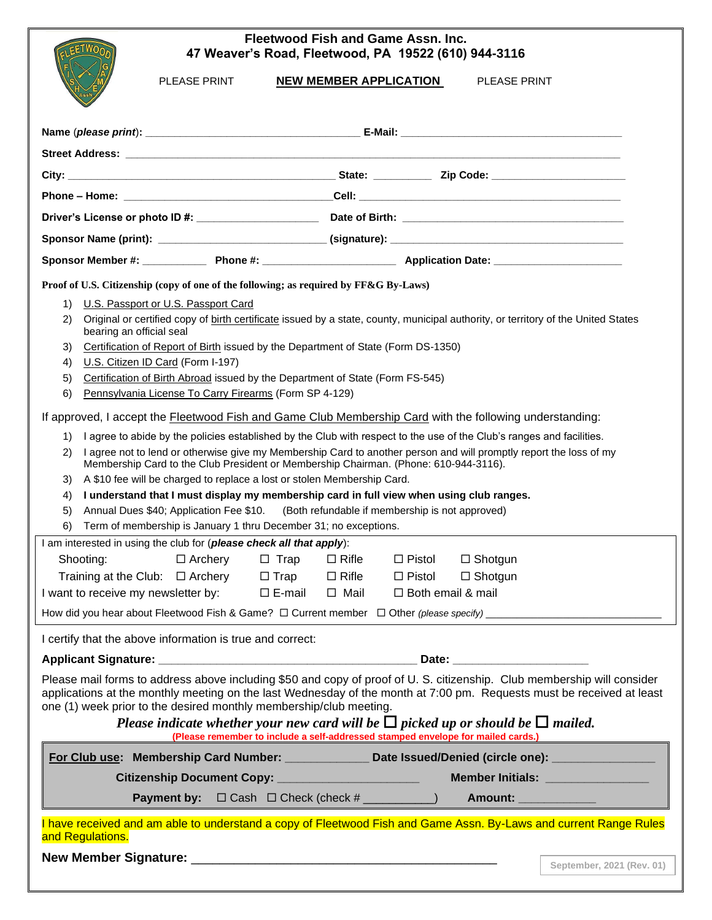# Fleetwood Fish and Game Assn. Inc.
## 47 Weaver's Road, Fleetwood, PA 19522 (610) 944-3116

PLEASE PRINT **NEW MEMBER APPLICATION** PLEASE PRINT

**Name** (*please print*): ___________________________ **E-Mail:** ___________________________

**Street Address:** ___________________________________________________________

**City:** ___________________________ **State:** __________ **Zip Code:** ____________________

**Phone – Home:** ___________________________ **Cell:** ___________________________

**Driver's License or photo ID #:** ____________________ **Date of Birth:** ____________________

**Sponsor Name (print):** ____________________ **(signature):** ____________________

**Sponsor Member #:** __________ **Phone #:** ____________________ **Application Date:** ____________________

**Proof of U.S. Citizenship (copy of one of the following; as required by FF&G By-Laws)**

1) U.S. Passport or U.S. Passport Card
2) Original or certified copy of birth certificate issued by a state, county, municipal authority, or territory of the United States bearing an official seal
3) Certification of Report of Birth issued by the Department of State (Form DS-1350)
4) U.S. Citizen ID Card (Form I-197)
5) Certification of Birth Abroad issued by the Department of State (Form FS-545)
6) Pennsylvania License To Carry Firearms (Form SP 4-129)

If approved, I accept the Fleetwood Fish and Game Club Membership Card with the following understanding:

1) I agree to abide by the policies established by the Club with respect to the use of the Club's ranges and facilities.
2) I agree not to lend or otherwise give my Membership Card to another person and will promptly report the loss of my Membership Card to the Club President or Membership Chairman. (Phone: 610-944-3116).
3) A $10 fee will be charged to replace a lost or stolen Membership Card.
4) **I understand that I must display my membership card in full view when using club ranges.**
5) Annual Dues $40; Application Fee $10. (Both refundable if membership is not approved)
6) Term of membership is January 1 thru December 31; no exceptions.

I am interested in using the club for (***please check all that apply***):

Shooting: ☐ Archery ☐ Trap ☐ Rifle ☐ Pistol ☐ Shotgun

Training at the Club: ☐ Archery ☐ Trap ☐ Rifle ☐ Pistol ☐ Shotgun

I want to receive my newsletter by: ☐ E-mail ☐ Mail ☐ Both email & mail

How did you hear about Fleetwood Fish & Game? ☐ Current member ☐ Other *(please specify)* ____________________

I certify that the above information is true and correct:

**Applicant Signature:** ___________________________ **Date:** ____________________

Please mail forms to address above including $50 and copy of proof of U. S. citizenship. Club membership will consider applications at the monthly meeting on the last Wednesday of the month at 7:00 pm. Requests must be received at least one (1) week prior to the desired monthly membership/club meeting.

***Please indicate whether your new card will be ☐ picked up or should be ☐ mailed.***

**(Please remember to include a self-addressed stamped envelope for mailed cards.)**

**For Club use: Membership Card Number:** ____________ **Date Issued/Denied (circle one):** ____________

**Citizenship Document Copy:** ____________________ **Member Initials:** ____________

**Payment by:** ☐ Cash ☐ Check (check # __________) **Amount:** ____________

I have received and am able to understand a copy of Fleetwood Fish and Game Assn. By-Laws and current Range Rules and Regulations.

**New Member Signature:** ___________________________________________

September, 2021 (Rev. 01)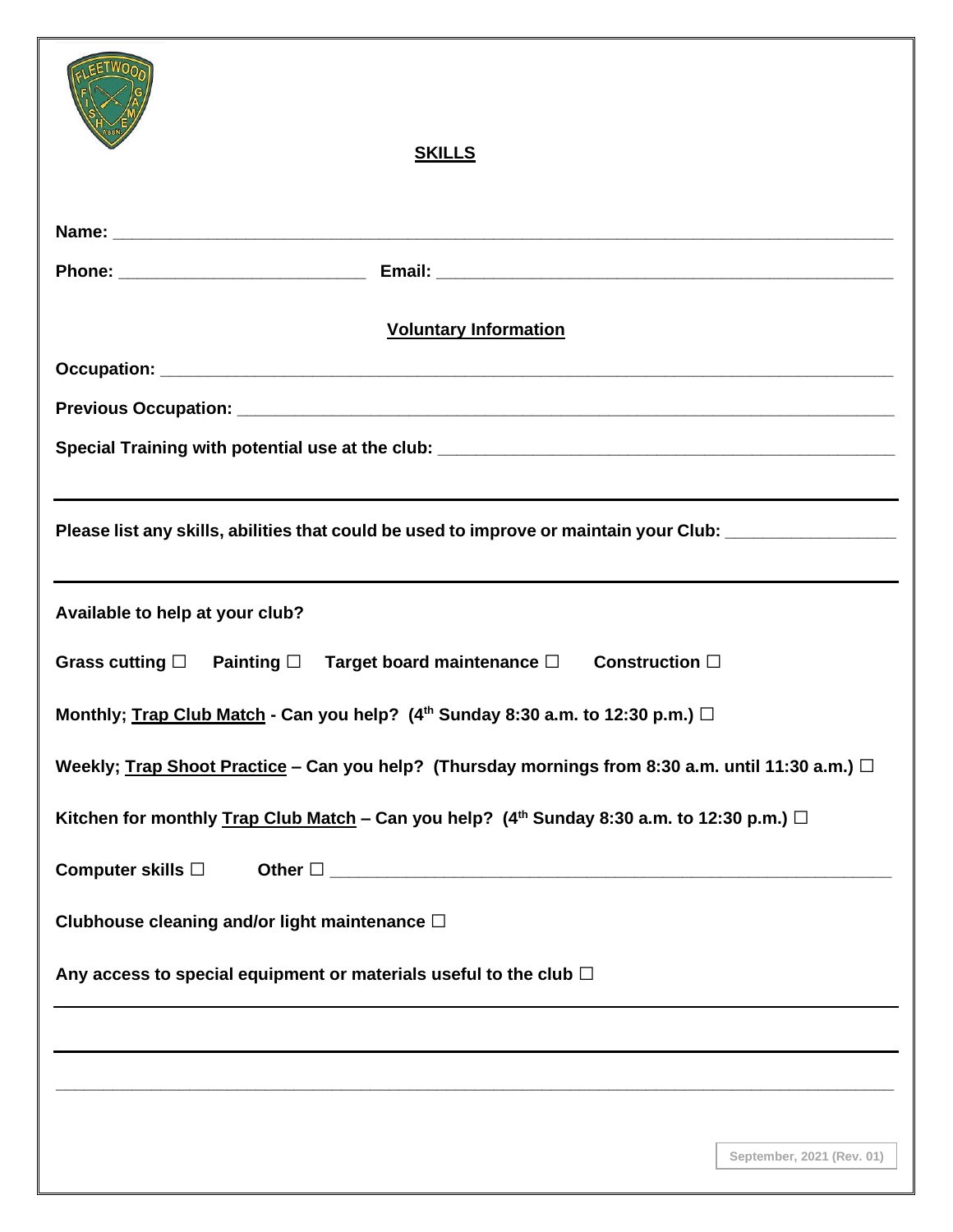## SKILLS

**Name:** ____________________________________________________________________________

**Phone:** __________________________ **Email:** ________________________________________________

### Voluntary Information

**Occupation:** ________________________________________________________________________

**Previous Occupation:** _________________________________________________________________

**Special Training with potential use at the club:** ____________________________________________

---

**Please list any skills, abilities that could be used to improve or maintain your Club:** ________________

---

**Available to help at your club?**

**Grass cutting ☐ Painting ☐ Target board maintenance ☐ Construction ☐**

**Monthly; Trap Club Match - Can you help? (4th Sunday 8:30 a.m. to 12:30 p.m.) ☐**

**Weekly; Trap Shoot Practice – Can you help? (Thursday mornings from 8:30 a.m. until 11:30 a.m.) ☐**

**Kitchen for monthly Trap Club Match – Can you help? (4th Sunday 8:30 a.m. to 12:30 p.m.) ☐**

**Computer skills ☐ Other ☐** ________________________________________________________

**Clubhouse cleaning and/or light maintenance ☐**

**Any access to special equipment or materials useful to the club ☐**

---

---

________________________________________________________________________________

September, 2021 (Rev. 01)